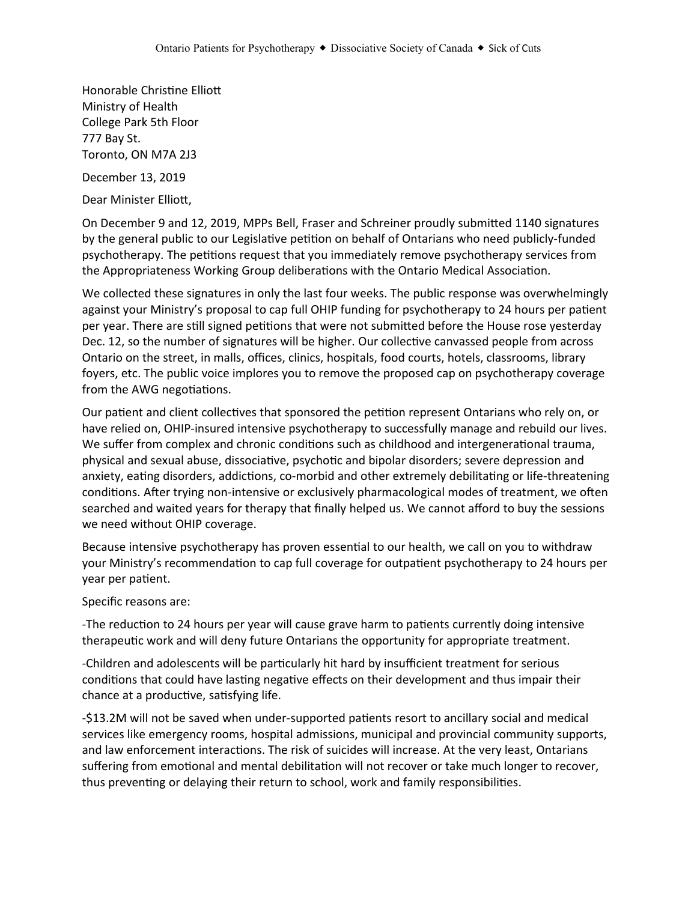Ontario Patients for Psychotherapy ◆ Dissociative Society of Canada ◆ Sick of Cuts

Honorable Christine Elliott
Ministry of Health
College Park 5th Floor
777 Bay St.
Toronto, ON M7A 2J3

December 13, 2019

Dear Minister Elliott,

On December 9 and 12, 2019, MPPs Bell, Fraser and Schreiner proudly submitted 1140 signatures by the general public to our Legislative petition on behalf of Ontarians who need publicly-funded psychotherapy. The petitions request that you immediately remove psychotherapy services from the Appropriateness Working Group deliberations with the Ontario Medical Association.

We collected these signatures in only the last four weeks. The public response was overwhelmingly against your Ministry's proposal to cap full OHIP funding for psychotherapy to 24 hours per patient per year. There are still signed petitions that were not submitted before the House rose yesterday Dec. 12, so the number of signatures will be higher. Our collective canvassed people from across Ontario on the street, in malls, offices, clinics, hospitals, food courts, hotels, classrooms, library foyers, etc. The public voice implores you to remove the proposed cap on psychotherapy coverage from the AWG negotiations.

Our patient and client collectives that sponsored the petition represent Ontarians who rely on, or have relied on, OHIP-insured intensive psychotherapy to successfully manage and rebuild our lives. We suffer from complex and chronic conditions such as childhood and intergenerational trauma, physical and sexual abuse, dissociative, psychotic and bipolar disorders; severe depression and anxiety, eating disorders, addictions, co-morbid and other extremely debilitating or life-threatening conditions. After trying non-intensive or exclusively pharmacological modes of treatment, we often searched and waited years for therapy that finally helped us. We cannot afford to buy the sessions we need without OHIP coverage.

Because intensive psychotherapy has proven essential to our health, we call on you to withdraw your Ministry's recommendation to cap full coverage for outpatient psychotherapy to 24 hours per year per patient.

Specific reasons are:

-The reduction to 24 hours per year will cause grave harm to patients currently doing intensive therapeutic work and will deny future Ontarians the opportunity for appropriate treatment.

-Children and adolescents will be particularly hit hard by insufficient treatment for serious conditions that could have lasting negative effects on their development and thus impair their chance at a productive, satisfying life.

-$13.2M will not be saved when under-supported patients resort to ancillary social and medical services like emergency rooms, hospital admissions, municipal and provincial community supports, and law enforcement interactions. The risk of suicides will increase. At the very least, Ontarians suffering from emotional and mental debilitation will not recover or take much longer to recover, thus preventing or delaying their return to school, work and family responsibilities.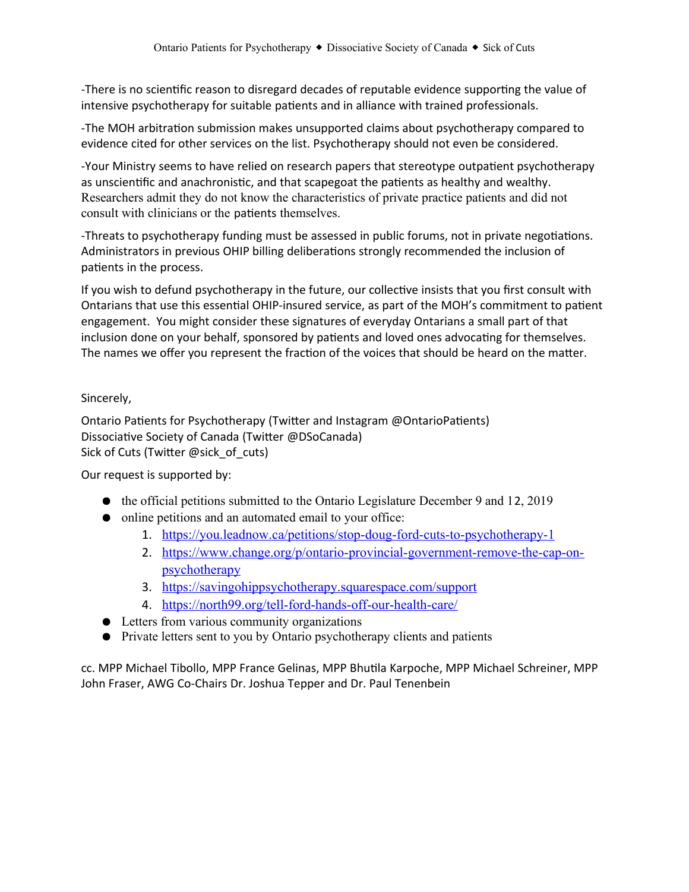-There is no scientific reason to disregard decades of reputable evidence supporting the value of intensive psychotherapy for suitable patients and in alliance with trained professionals.

-The MOH arbitration submission makes unsupported claims about psychotherapy compared to evidence cited for other services on the list. Psychotherapy should not even be considered.

-Your Ministry seems to have relied on research papers that stereotype outpatient psychotherapy as unscientific and anachronistic, and that scapegoat the patients as healthy and wealthy. Researchers admit they do not know the characteristics of private practice patients and did not consult with clinicians or the patients themselves.

-Threats to psychotherapy funding must be assessed in public forums, not in private negotiations. Administrators in previous OHIP billing deliberations strongly recommended the inclusion of patients in the process.

If you wish to defund psychotherapy in the future, our collective insists that you first consult with Ontarians that use this essential OHIP-insured service, as part of the MOH's commitment to patient engagement. You might consider these signatures of everyday Ontarians a small part of that inclusion done on your behalf, sponsored by patients and loved ones advocating for themselves. The names we offer you represent the fraction of the voices that should be heard on the matter.

Sincerely,

Ontario Patients for Psychotherapy (Twitter and Instagram @OntarioPatients)
Dissociative Society of Canada (Twitter @DSoCanada)
Sick of Cuts (Twitter @sick_of_cuts)

Our request is supported by:

- the official petitions submitted to the Ontario Legislature December 9 and 12, 2019
- online petitions and an automated email to your office:
  1. https://you.leadnow.ca/petitions/stop-doug-ford-cuts-to-psychotherapy-1
  2. https://www.change.org/p/ontario-provincial-government-remove-the-cap-on-psychotherapy
  3. https://savingohippsychotherapy.squarespace.com/support
  4. https://north99.org/tell-ford-hands-off-our-health-care/
- Letters from various community organizations
- Private letters sent to you by Ontario psychotherapy clients and patients

cc. MPP Michael Tibollo, MPP France Gelinas, MPP Bhutila Karpoche, MPP Michael Schreiner, MPP John Fraser, AWG Co-Chairs Dr. Joshua Tepper and Dr. Paul Tenenbein